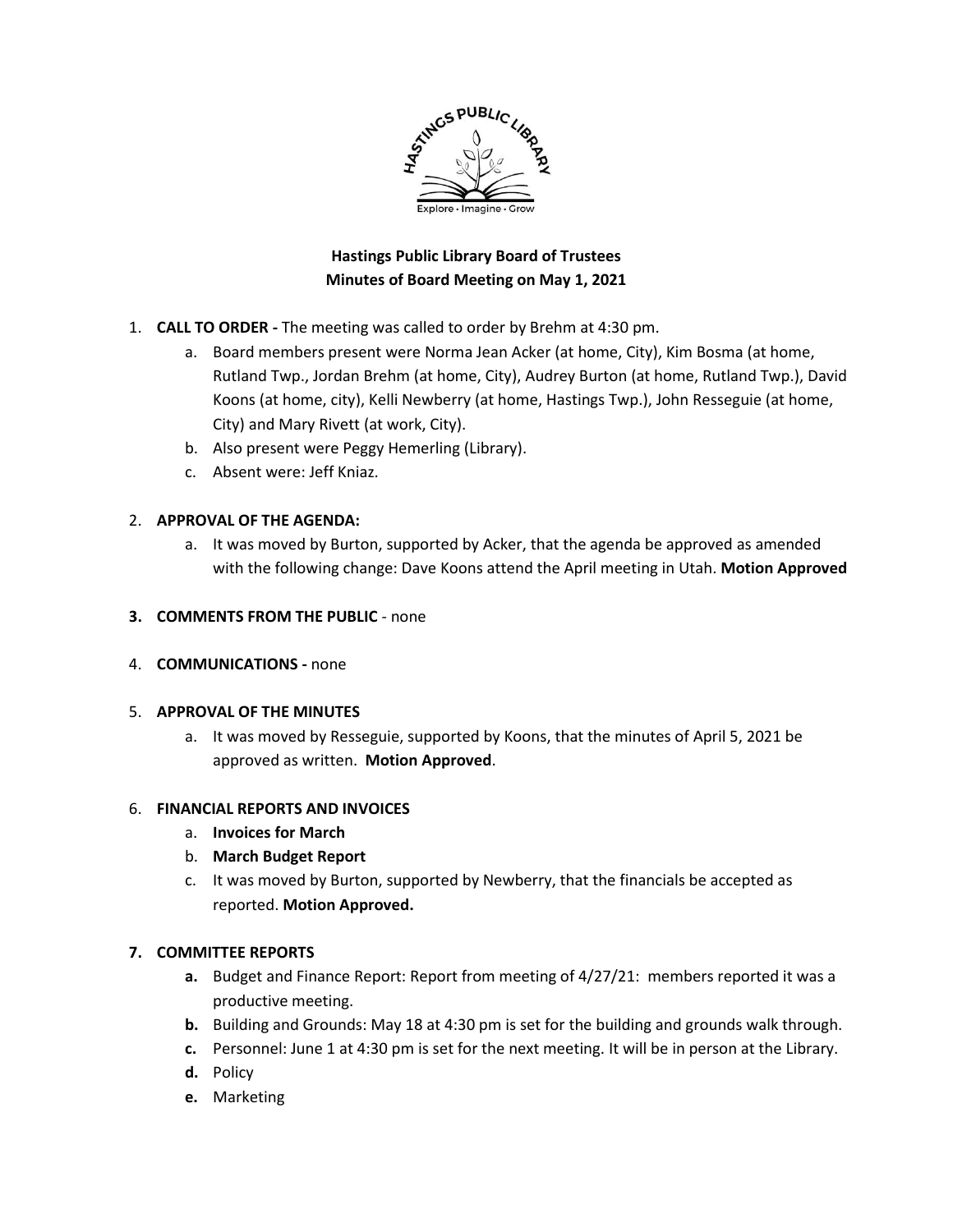**Hastings Public Library Board of Trustees**
**Minutes of Board Meeting on May 1, 2021**

1. **CALL TO ORDER -** The meeting was called to order by Brehm at 4:30 pm.
   a. Board members present were Norma Jean Acker (at home, City), Kim Bosma (at home, Rutland Twp., Jordan Brehm (at home, City), Audrey Burton (at home, Rutland Twp.), David Koons (at home, city), Kelli Newberry (at home, Hastings Twp.), John Resseguie (at home, City) and Mary Rivett (at work, City).
   b. Also present were Peggy Hemerling (Library).
   c. Absent were: Jeff Kniaz.

2. **APPROVAL OF THE AGENDA:**
   a. It was moved by Burton, supported by Acker, that the agenda be approved as amended with the following change: Dave Koons attend the April meeting in Utah. **Motion Approved**

3. **COMMENTS FROM THE PUBLIC** - none

4. **COMMUNICATIONS -** none

5. **APPROVAL OF THE MINUTES**
   a. It was moved by Resseguie, supported by Koons, that the minutes of April 5, 2021 be approved as written. **Motion Approved**.

6. **FINANCIAL REPORTS AND INVOICES**
   a. **Invoices for March**
   b. **March Budget Report**
   c. It was moved by Burton, supported by Newberry, that the financials be accepted as reported. **Motion Approved.**

7. **COMMITTEE REPORTS**
   **a.** Budget and Finance Report: Report from meeting of 4/27/21: members reported it was a productive meeting.
   **b.** Building and Grounds: May 18 at 4:30 pm is set for the building and grounds walk through.
   **c.** Personnel: June 1 at 4:30 pm is set for the next meeting. It will be in person at the Library.
   **d.** Policy
   **e.** Marketing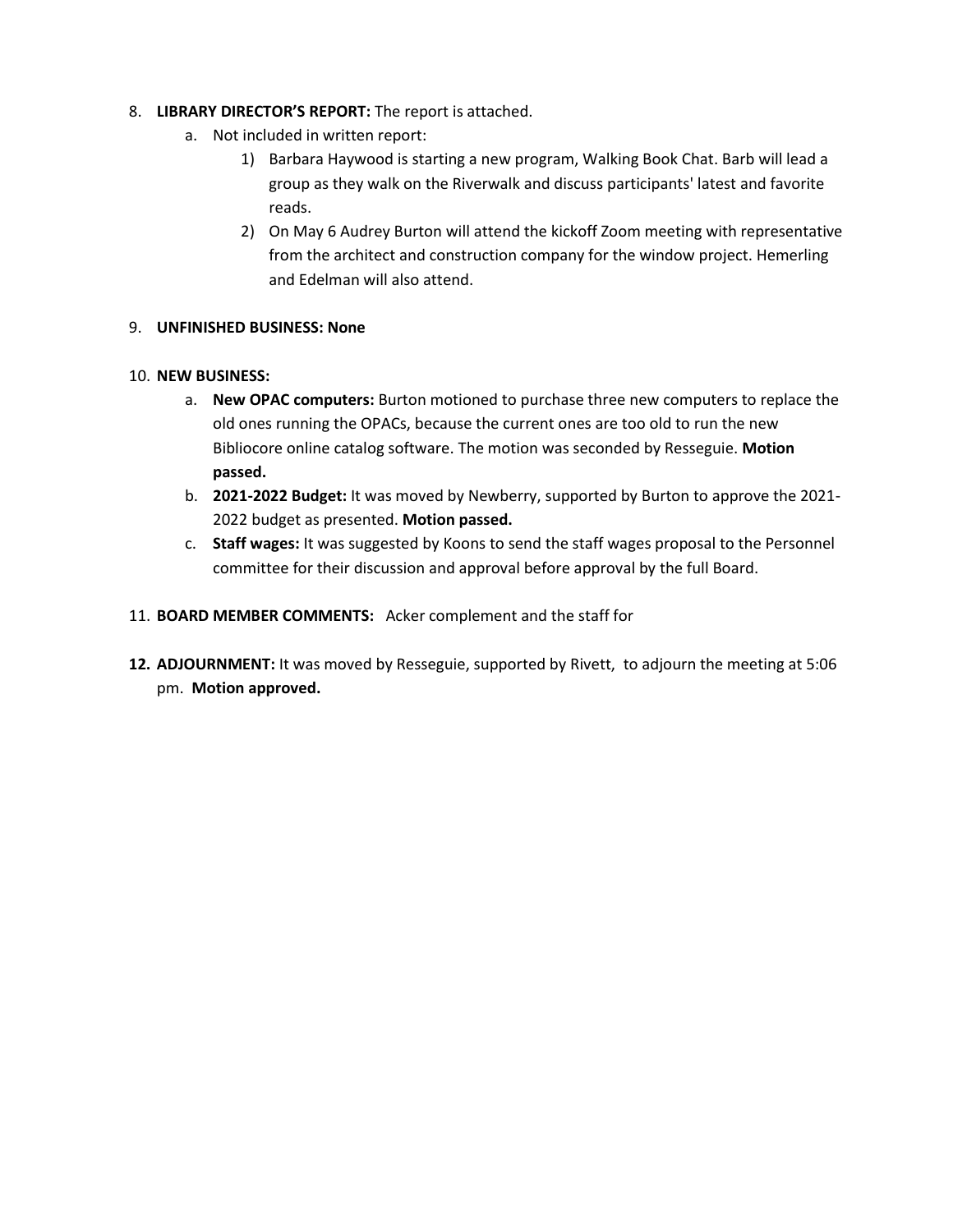8. **LIBRARY DIRECTOR'S REPORT:** The report is attached.
    a. Not included in written report:
        1) Barbara Haywood is starting a new program, Walking Book Chat. Barb will lead a group as they walk on the Riverwalk and discuss participants' latest and favorite reads.
        2) On May 6 Audrey Burton will attend the kickoff Zoom meeting with representative from the architect and construction company for the window project. Hemerling and Edelman will also attend.

9. **UNFINISHED BUSINESS: None**

10. **NEW BUSINESS:**
    a. **New OPAC computers:** Burton motioned to purchase three new computers to replace the old ones running the OPACs, because the current ones are too old to run the new Bibliocore online catalog software. The motion was seconded by Resseguie. **Motion passed.**
    b. **2021-2022 Budget:** It was moved by Newberry, supported by Burton to approve the 2021-2022 budget as presented. **Motion passed.**
    c. **Staff wages:** It was suggested by Koons to send the staff wages proposal to the Personnel committee for their discussion and approval before approval by the full Board.

11. **BOARD MEMBER COMMENTS:** Acker complement and the staff for

12. **ADJOURNMENT:** It was moved by Resseguie, supported by Rivett, to adjourn the meeting at 5:06 pm. **Motion approved.**